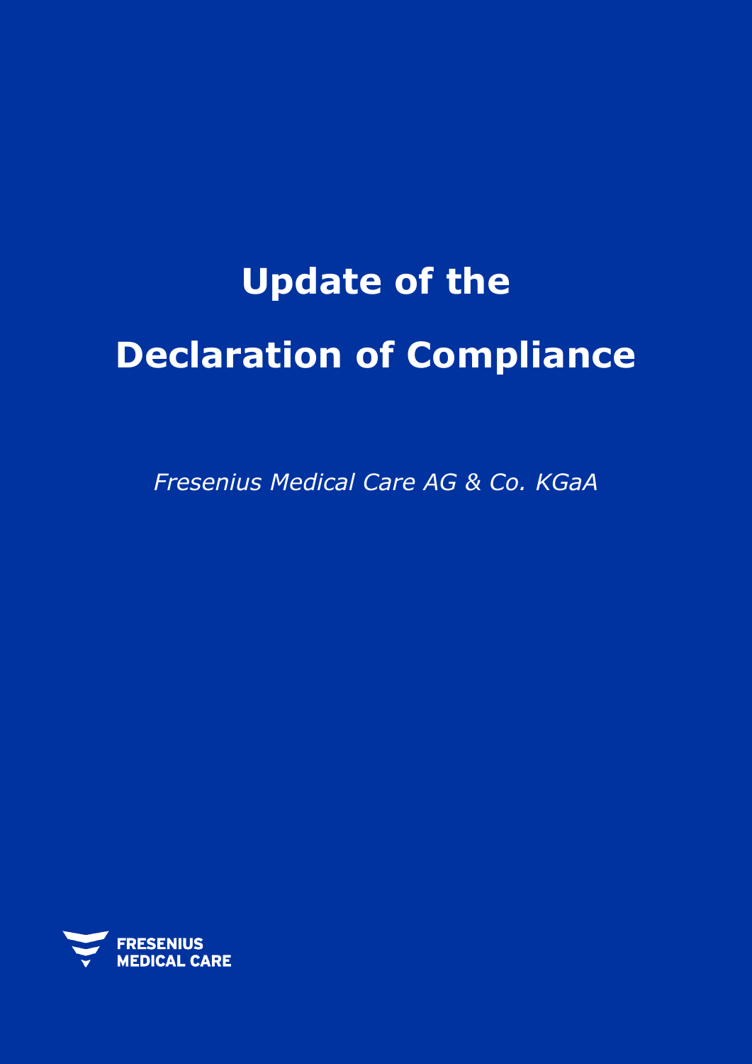# Update of the

# Declaration of Compliance

*Fresenius Medical Care AG & Co. KGaA*

FRESENIUS MEDICAL CARE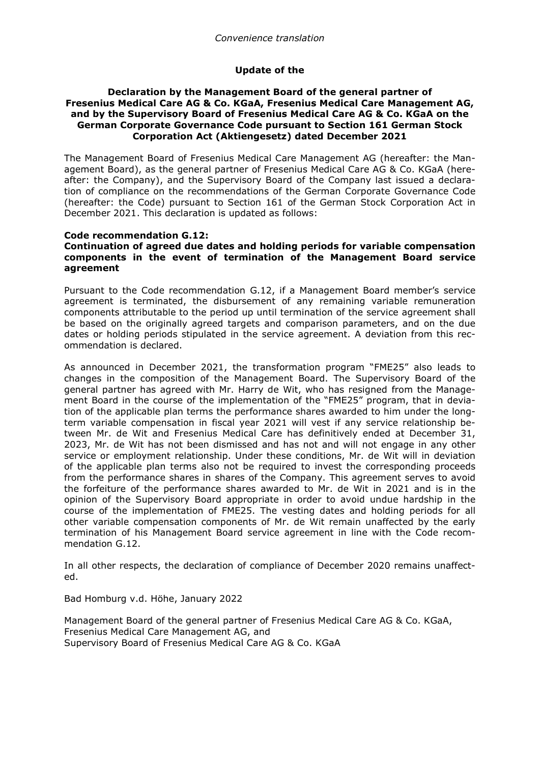*Convenience translation*

**Update of the**

**Declaration by the Management Board of the general partner of Fresenius Medical Care AG & Co. KGaA, Fresenius Medical Care Management AG, and by the Supervisory Board of Fresenius Medical Care AG & Co. KGaA on the German Corporate Governance Code pursuant to Section 161 German Stock Corporation Act (Aktiengesetz) dated December 2021**

The Management Board of Fresenius Medical Care Management AG (hereafter: the Management Board), as the general partner of Fresenius Medical Care AG & Co. KGaA (hereafter: the Company), and the Supervisory Board of the Company last issued a declaration of compliance on the recommendations of the German Corporate Governance Code (hereafter: the Code) pursuant to Section 161 of the German Stock Corporation Act in December 2021. This declaration is updated as follows:

**Code recommendation G.12:**
**Continuation of agreed due dates and holding periods for variable compensation components in the event of termination of the Management Board service agreement**

Pursuant to the Code recommendation G.12, if a Management Board member's service agreement is terminated, the disbursement of any remaining variable remuneration components attributable to the period up until termination of the service agreement shall be based on the originally agreed targets and comparison parameters, and on the due dates or holding periods stipulated in the service agreement. A deviation from this recommendation is declared.

As announced in December 2021, the transformation program "FME25" also leads to changes in the composition of the Management Board. The Supervisory Board of the general partner has agreed with Mr. Harry de Wit, who has resigned from the Management Board in the course of the implementation of the "FME25" program, that in deviation of the applicable plan terms the performance shares awarded to him under the long-term variable compensation in fiscal year 2021 will vest if any service relationship between Mr. de Wit and Fresenius Medical Care has definitively ended at December 31, 2023, Mr. de Wit has not been dismissed and has not and will not engage in any other service or employment relationship. Under these conditions, Mr. de Wit will in deviation of the applicable plan terms also not be required to invest the corresponding proceeds from the performance shares in shares of the Company. This agreement serves to avoid the forfeiture of the performance shares awarded to Mr. de Wit in 2021 and is in the opinion of the Supervisory Board appropriate in order to avoid undue hardship in the course of the implementation of FME25. The vesting dates and holding periods for all other variable compensation components of Mr. de Wit remain unaffected by the early termination of his Management Board service agreement in line with the Code recommendation G.12.

In all other respects, the declaration of compliance of December 2020 remains unaffected.

Bad Homburg v.d. Höhe, January 2022

Management Board of the general partner of Fresenius Medical Care AG & Co. KGaA, Fresenius Medical Care Management AG, and
Supervisory Board of Fresenius Medical Care AG & Co. KGaA